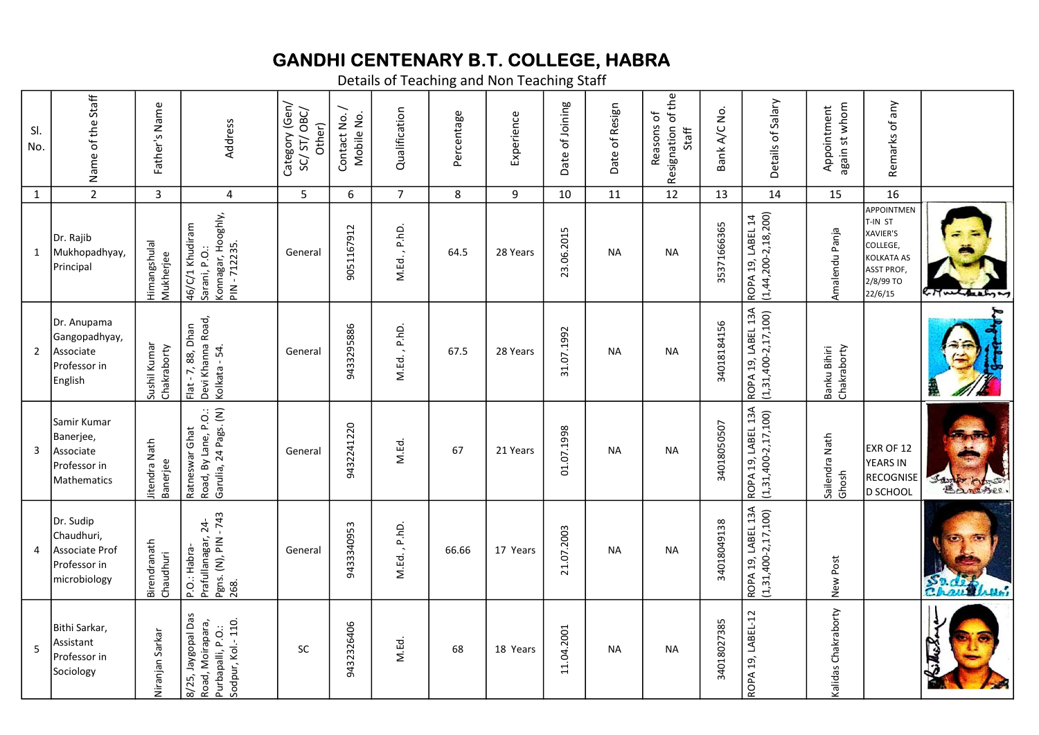# GANDHI CENTENARY B.T. COLLEGE, HABRA

Details of Teaching and Non Teaching Staff

| Sl. No. | Name of the Staff | Father's Name | Address | Category (Gen/ SC/ ST/ OBC/ Other) | Contact No. / Mobile No. | Qualification | Percentage | Experience | Date of Joining | Date of Resign | Reasons of Resignation of the Staff | Bank A/C No. | Details of Salary | Appointment again st whom | Remarks of any | |
|---|---|---|---|---|---|---|---|---|---|---|---|---|---|---|---|---|
| 1 | 2 | 3 | 4 | 5 | 6 | 7 | 8 | 9 | 10 | 11 | 12 | 13 | 14 | 15 | 16 | |
| 1 | Dr. Rajib Mukhopadhyay, Principal | Himangshulal Mukherjee | 46/C/1 Khudiram Sarani, P.O.: Konnagar, Hooghly, PIN - 712235. | General | 9051167912 | M.Ed., P.hD. | 64.5 | 28 Years | 23.06.2015 | NA | NA | 35371666365 | ROPA 19, LABEL 14 (1,44,200-2,18,200) | Amalendu Panja | APPOINTMENT-IN ST XAVIER'S COLLEGE, KOLKATA AS ASST PROF, 2/8/99 TO 22/6/15 | |
| 2 | Dr. Anupama Gangopadhyay, Associate Professor in English | Sushil Kumar Chakraborty | Flat - 7, 88, Dhan Devi Khanna Road, Kolkata - 54. | General | 9433295886 | M.Ed., P.hD. | 67.5 | 28 Years | 31.07.1992 | NA | NA | 34018184156 | ROPA 19, LABEL 13A (1,31,400-2,17,100) | Banku Bihiri Chakraborty | | |
| 3 | Samir Kumar Banerjee, Associate Professor in Mathematics | Jitendra Nath Banerjee | Ratneswar Ghat Road, By Lane, P.O.: Garulia, 24 Pags. (N) | General | 9432241220 | M.Ed. | 67 | 21 Years | 01.07.1998 | NA | NA | 34018050507 | ROPA 19, LABEL 13A (1,31,400-2,17,100) | Sailendra Nath Ghosh | EXR OF 12 YEARS IN RECOGNISED SCHOOL | |
| 4 | Dr. Sudip Chaudhuri, Associate Prof Professor in microbiology | Birendranath Chaudhuri | P.O.: Habra-Prafullanagar, 24-Pgns. (N), PIN - 743 268. | General | 9433340953 | M.Ed., P.hD. | 66.66 | 17 Years | 21.07.2003 | NA | NA | 34018049138 | ROPA 19, LABEL 13A (1,31,400-2,17,100) | New Post | | |
| 5 | Bithi Sarkar, Assistant Professor in Sociology | Niranjan Sarkar | 8/25, Jaygopal Das Road, Moirapara, Purbapalli, P.O.: Sodpur, Kol.- 110. | SC | 9432326406 | M.Ed. | 68 | 18 Years | 11.04.2001 | NA | NA | 34018027385 | ROPA 19, LABEL-12 | Kalidas Chakraborty | | |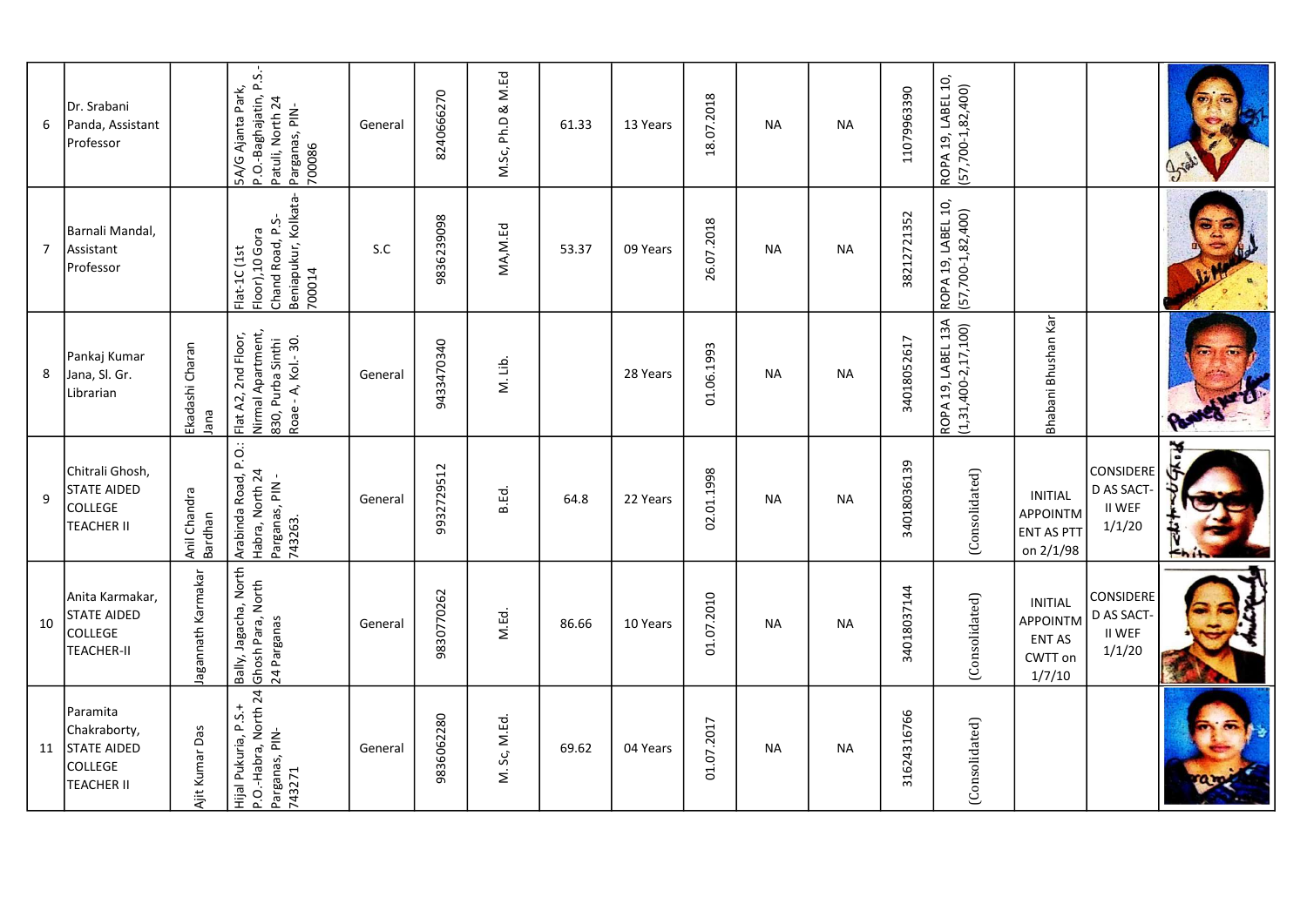| | | | | | | | | | | | | | | | | |
|---|---|---|---|---|---|---|---|---|---|---|---|---|---|---|---|---|
| 6 | Dr. Srabani Panda, Assistant Professor | | 5A/G Ajanta Park, P.O.-Baghajatin, P.S.-Patuli, North 24 Parganas, PIN-700086 | General | 8240666270 | M.Sc, Ph.D & M.Ed | 61.33 | 13 Years | 18.07.2018 | NA | NA | 11079963390 | ROPA 19, LABEL 10, (57,700-1,82,400) | | | |
| 7 | Barnali Mandal, Assistant Professor | | Flat-1C (1st Floor),10 Gora Chand Road, P.S-Beniapukur, Kolkata-700014 | S.C | 9836239098 | MA,M.Ed | 53.37 | 09 Years | 26.07.2018 | NA | NA | 38212721352 | ROPA 19, LABEL 10, (57,700-1,82,400) | | | |
| 8 | Pankaj Kumar Jana, Sl. Gr. Librarian | Ekadashi Charan Jana | Flat A2, 2nd Floor, Nirmal Apartment, 830, Purba Sinthi Roae - A, Kol.- 30. | General | 9433470340 | M. Lib. | | 28 Years | 01.06.1993 | NA | NA | 34018052617 | ROPA 19, LABEL 13A (1,31,400-2,17,100) | Bhabani Bhushan Kar | | |
| 9 | Chitrali Ghosh, STATE AIDED COLLEGE TEACHER II | Anil Chandra Bardhan | Arabinda Road, P.O.: Habra, North 24 Parganas, PIN - 743263. | General | 9932729512 | B.Ed. | 64.8 | 22 Years | 02.01.1998 | NA | NA | 34018036139 | (Consolidated) | INITIAL APPOINTMENT AS PTT on 2/1/98 | CONSIDERED AS SACT-II WEF 1/1/20 | |
| 10 | Anita Karmakar, STATE AIDED COLLEGE TEACHER-II | Jagannath Karmakar | Bally, Jagacha, North Ghosh Para, North 24 Parganas | General | 9830770262 | M.Ed. | 86.66 | 10 Years | 01.07.2010 | NA | NA | 34018037144 | (Consolidated) | INITIAL APPOINTMENT AS CWTT on 1/7/10 | CONSIDERED AS SACT-II WEF 1/1/20 | |
| 11 | Paramita Chakraborty, STATE AIDED COLLEGE TEACHER II | Ajit Kumar Das | Hijal Pukuria, P.S.+ P.O.-Habra, North 24 Parganas, PIN-743271 | General | 9836062280 | M. Sc, M.Ed. | 69.62 | 04 Years | 01.07.2017 | NA | NA | 31624316766 | (Consolidated) | | | |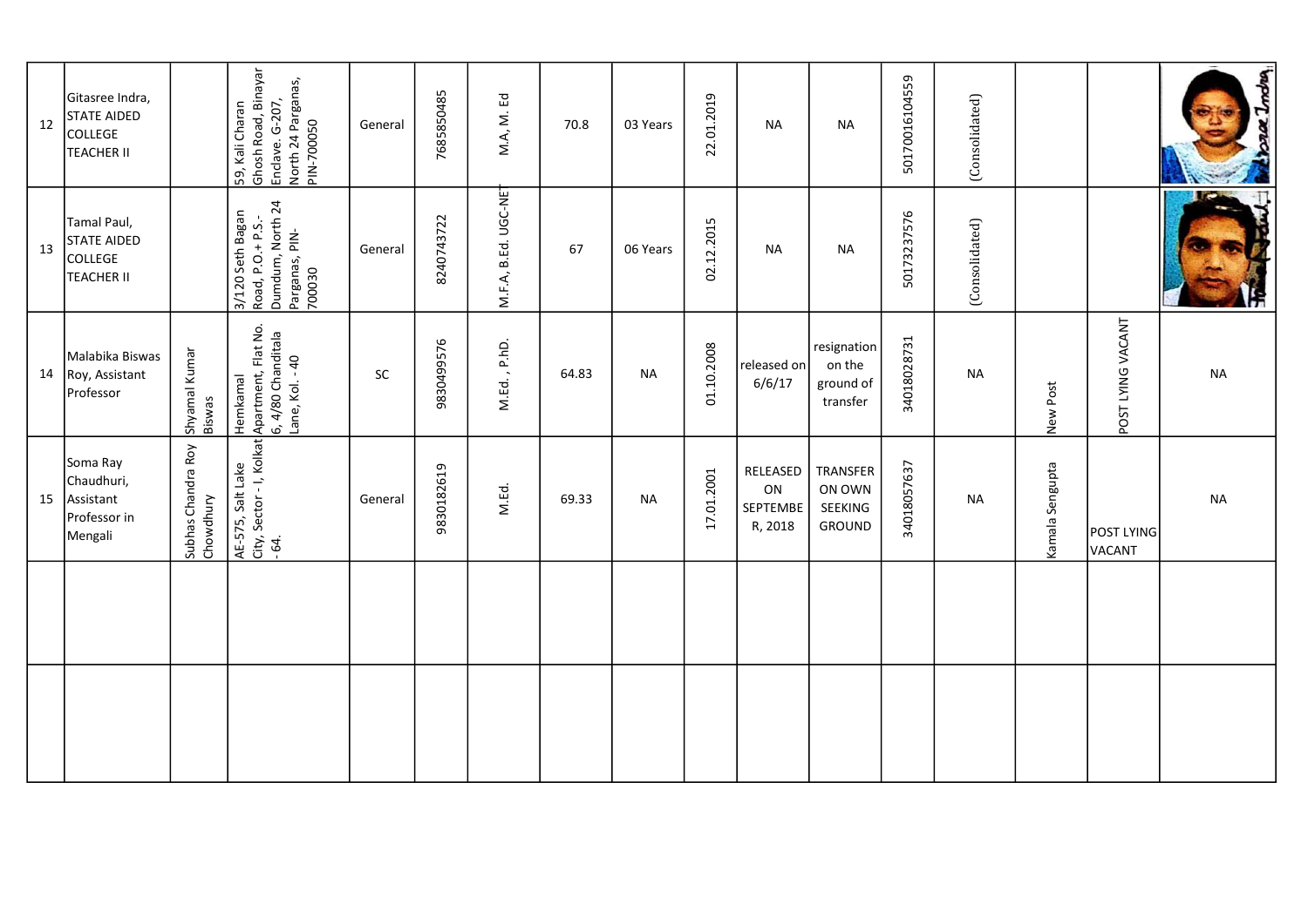| | | | | | | | | | | | | | | | | | |
|---|---|---|---|---|---|---|---|---|---|---|---|---|---|---|---|---|---|
| 12 | Gitasree Indra, STATE AIDED COLLEGE TEACHER II | | 59, Kali Charan Ghosh Road, Binayar Enclave. G-207, North 24 Parganas, PIN-700050 | General | 7685850485 | M.A, M. Ed | 70.8 | 03 Years | 22.01.2019 | NA | NA | 50170016104559 | (Consolidated) | | | |
| 13 | Tamal Paul, STATE AIDED COLLEGE TEACHER II | | 3/120 Seth Bagan Road, P.O.+ P.S.- Dumdum, North 24 Parganas, PIN-700030 | General | 8240743722 | M.F.A, B.Ed. UGC-NET | 67 | 06 Years | 02.12.2015 | NA | NA | 50173237576 | (Consolidated) | | | |
| 14 | Malabika Biswas Roy, Assistant Professor | Shyamal Kumar Biswas | Hemkamal Apartment, Flat No. 6, 4/80 Chanditala Lane, Kol. - 40 | SC | 9830499576 | M.Ed. , P.hD. | 64.83 | NA | 01.10.2008 | released on 6/6/17 | resignation on the ground of transfer | 34018028731 | NA | New Post | POST LYING VACANT | NA |
| 15 | Soma Ray Chaudhuri, Assistant Professor in Mengali | Subhas Chandra Roy Chowdhury | AE-575, Salt Lake City, Sector - I, Kolkata - 64. | General | 9830182619 | M.Ed. | 69.33 | NA | 17.01.2001 | RELEASED ON SEPTEMBER, 2018 | TRANSFER ON OWN SEEKING GROUND | 34018057637 | NA | Kamala Sengupta | POST LYING VACANT | NA |
| | | | | | | | | | | | | | | | | |
| | | | | | | | | | | | | | | | | |